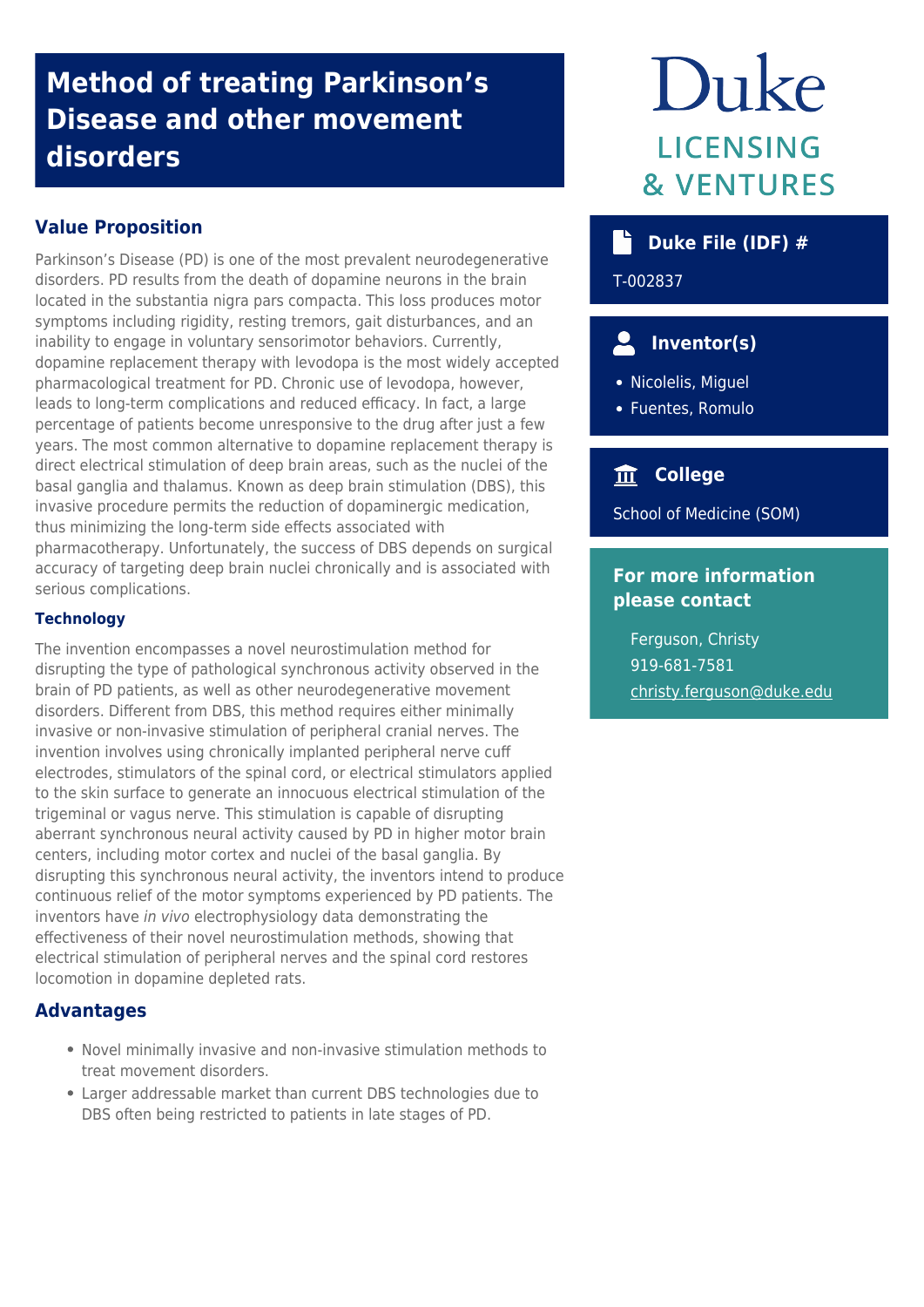# Method of treating Parkinson's Disease and other movement disorders

Duke LICENSING & VENTURES

## Value Proposition

Parkinson's Disease (PD) is one of the most prevalent neurodegenerative disorders. PD results from the death of dopamine neurons in the brain located in the substantia nigra pars compacta. This loss produces motor symptoms including rigidity, resting tremors, gait disturbances, and an inability to engage in voluntary sensorimotor behaviors. Currently, dopamine replacement therapy with levodopa is the most widely accepted pharmacological treatment for PD. Chronic use of levodopa, however, leads to long-term complications and reduced efficacy. In fact, a large percentage of patients become unresponsive to the drug after just a few years. The most common alternative to dopamine replacement therapy is direct electrical stimulation of deep brain areas, such as the nuclei of the basal ganglia and thalamus. Known as deep brain stimulation (DBS), this invasive procedure permits the reduction of dopaminergic medication, thus minimizing the long-term side effects associated with pharmacotherapy. Unfortunately, the success of DBS depends on surgical accuracy of targeting deep brain nuclei chronically and is associated with serious complications.

### Technology

The invention encompasses a novel neurostimulation method for disrupting the type of pathological synchronous activity observed in the brain of PD patients, as well as other neurodegenerative movement disorders. Different from DBS, this method requires either minimally invasive or non-invasive stimulation of peripheral cranial nerves. The invention involves using chronically implanted peripheral nerve cuff electrodes, stimulators of the spinal cord, or electrical stimulators applied to the skin surface to generate an innocuous electrical stimulation of the trigeminal or vagus nerve. This stimulation is capable of disrupting aberrant synchronous neural activity caused by PD in higher motor brain centers, including motor cortex and nuclei of the basal ganglia. By disrupting this synchronous neural activity, the inventors intend to produce continuous relief of the motor symptoms experienced by PD patients. The inventors have *in vivo* electrophysiology data demonstrating the effectiveness of their novel neurostimulation methods, showing that electrical stimulation of peripheral nerves and the spinal cord restores locomotion in dopamine depleted rats.

## Advantages

- Novel minimally invasive and non-invasive stimulation methods to treat movement disorders.
- Larger addressable market than current DBS technologies due to DBS often being restricted to patients in late stages of PD.

## Duke File (IDF) #

T-002837

## Inventor(s)

- Nicolelis, Miguel
- Fuentes, Romulo

## College

School of Medicine (SOM)

## For more information please contact

Ferguson, Christy
919-681-7581
christy.ferguson@duke.edu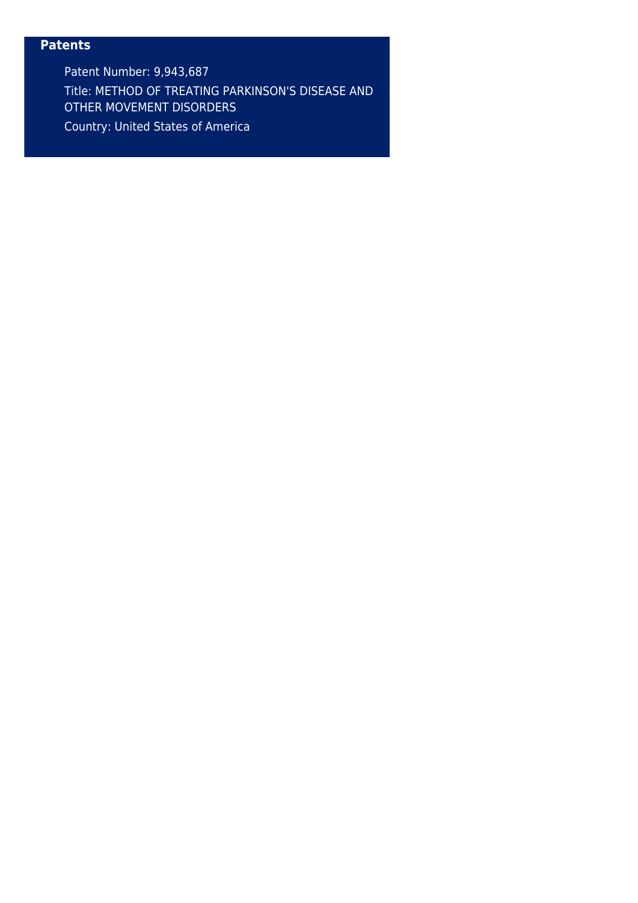## Patents

Patent Number: 9,943,687

Title: METHOD OF TREATING PARKINSON'S DISEASE AND OTHER MOVEMENT DISORDERS

Country: United States of America